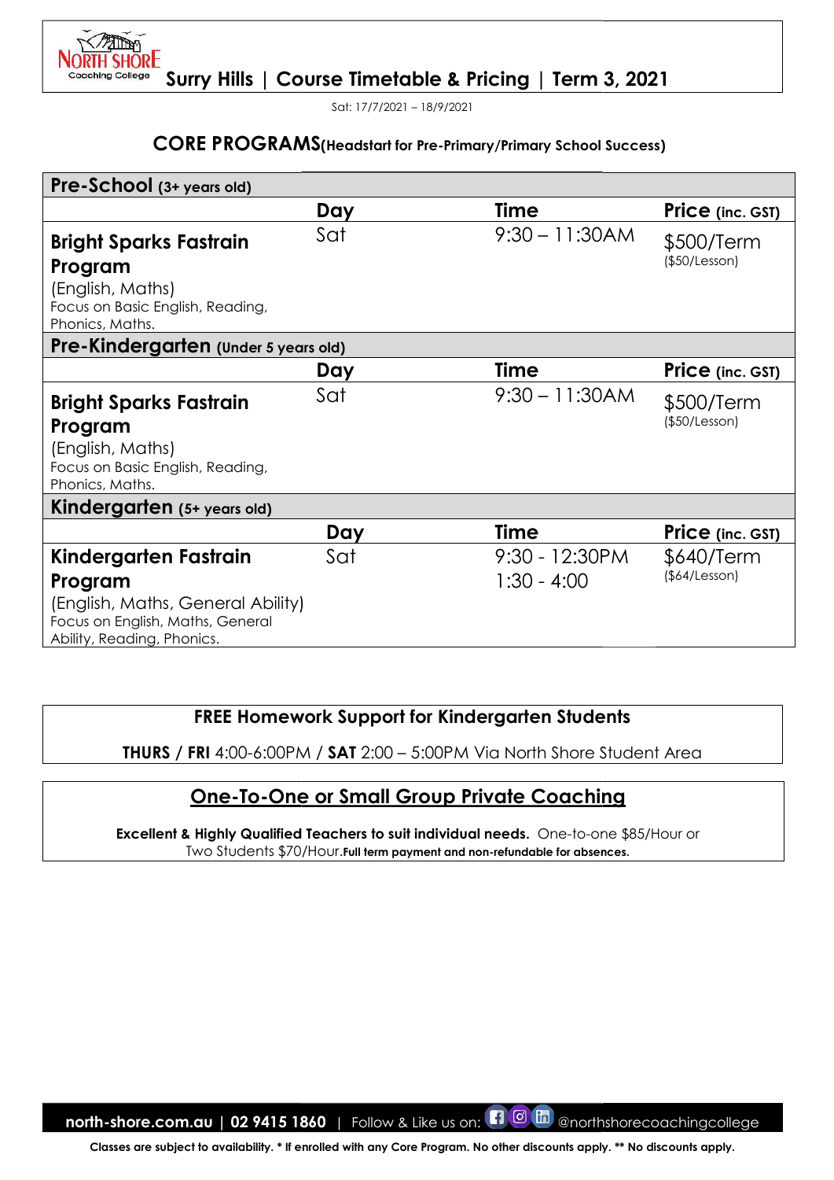# Surry Hills | Course Timetable & Pricing | Term 3, 2021

Sat: 17/7/2021 – 18/9/2021

## CORE PROGRAMS(Headstart for Pre-Primary/Primary School Success)

| **Pre-School** (3+ years old) | | | |
|---|---|---|---|
| | **Day** | **Time** | **Price** (inc. GST) |
| **Bright Sparks Fastrain Program** (English, Maths) Focus on Basic English, Reading, Phonics, Maths. | Sat | 9:30 – 11:30AM | $500/Term ($50/Lesson) |
| **Pre-Kindergarten** (Under 5 years old) | | | |
| | **Day** | **Time** | **Price** (inc. GST) |
| **Bright Sparks Fastrain Program** (English, Maths) Focus on Basic English, Reading, Phonics, Maths. | Sat | 9:30 – 11:30AM | $500/Term ($50/Lesson) |
| **Kindergarten** (5+ years old) | | | |
| | **Day** | **Time** | **Price** (inc. GST) |
| **Kindergarten Fastrain Program** (English, Maths, General Ability) Focus on English, Maths, General Ability, Reading, Phonics. | Sat | 9:30 - 12:30PM<br>1:30 - 4:00 | $640/Term ($64/Lesson) |

**FREE Homework Support for Kindergarten Students**

**THURS / FRI** 4:00-6:00PM / **SAT** 2:00 – 5:00PM Via North Shore Student Area

## One-To-One or Small Group Private Coaching

**Excellent & Highly Qualified Teachers to suit individual needs.** One-to-one $85/Hour or Two Students $70/Hour.**Full term payment and non-refundable for absences.**

**north-shore.com.au | 02 9415 1860** | Follow & Like us on: @northshorecoachingcollege

**Classes are subject to availability. * If enrolled with any Core Program. No other discounts apply. ** No discounts apply.**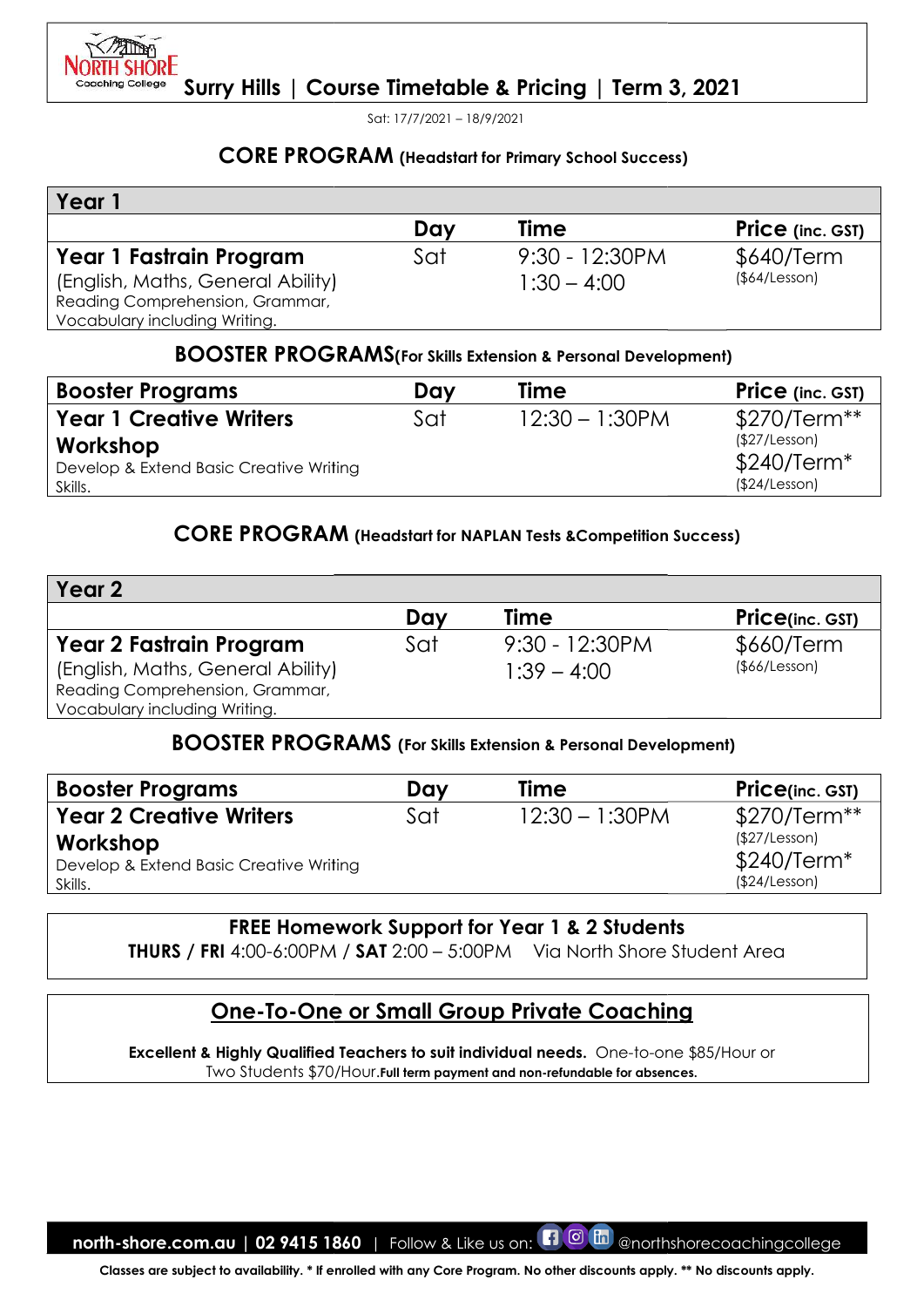North Shore Coaching College

# Surry Hills | Course Timetable & Pricing | Term 3, 2021

Sat: 17/7/2021 – 18/9/2021

## CORE PROGRAM (Headstart for Primary School Success)

| Year 1 | Day | Time | Price (inc. GST) |
|---|---|---|---|
| **Year 1 Fastrain Program** (English, Maths, General Ability) Reading Comprehension, Grammar, Vocabulary including Writing. | Sat | 9:30 - 12:30PM<br>1:30 – 4:00 | $640/Term ($64/Lesson) |

## BOOSTER PROGRAMS(For Skills Extension & Personal Development)

| Booster Programs | Day | Time | Price (inc. GST) |
|---|---|---|---|
| **Year 1 Creative Writers Workshop** Develop & Extend Basic Creative Writing Skills. | Sat | 12:30 – 1:30PM | $270/Term** ($27/Lesson)<br>$240/Term* ($24/Lesson) |

## CORE PROGRAM (Headstart for NAPLAN Tests &Competition Success)

| Year 2 | Day | Time | Price(inc. GST) |
|---|---|---|---|
| **Year 2 Fastrain Program** (English, Maths, General Ability) Reading Comprehension, Grammar, Vocabulary including Writing. | Sat | 9:30 - 12:30PM<br>1:39 – 4:00 | $660/Term ($66/Lesson) |

## BOOSTER PROGRAMS (For Skills Extension & Personal Development)

| Booster Programs | Day | Time | Price(inc. GST) |
|---|---|---|---|
| **Year 2 Creative Writers Workshop** Develop & Extend Basic Creative Writing Skills. | Sat | 12:30 – 1:30PM | $270/Term** ($27/Lesson)<br>$240/Term* ($24/Lesson) |

**FREE Homework Support for Year 1 & 2 Students**

**THURS / FRI** 4:00-6:00PM / **SAT** 2:00 – 5:00PM Via North Shore Student Area

## One-To-One or Small Group Private Coaching

**Excellent & Highly Qualified Teachers to suit individual needs.** One-to-one $85/Hour or Two Students $70/Hour.**Full term payment and non-refundable for absences.**

**north-shore.com.au | 02 9415 1860** | Follow & Like us on: @northshorecoachingcollege

**Classes are subject to availability. * If enrolled with any Core Program. No other discounts apply. ** No discounts apply.**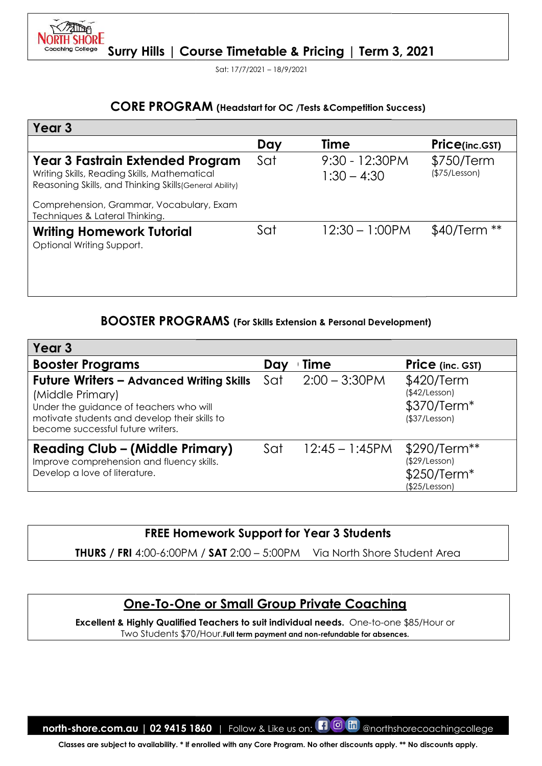# Surry Hills | Course Timetable & Pricing | Term 3, 2021

Sat: 17/7/2021 – 18/9/2021

## CORE PROGRAM (Headstart for OC /Tests &Competition Success)

| Year 3 | Day | Time | Price(inc.GST) |
|---|---|---|---|
| **Year 3 Fastrain Extended Program**<br>Writing Skills, Reading Skills, Mathematical Reasoning Skills, and Thinking Skills(General Ability)<br><br>Comprehension, Grammar, Vocabulary, Exam Techniques & Lateral Thinking. | Sat | 9:30 - 12:30PM<br>1:30 – 4:30 | $750/Term<br>($75/Lesson) |
| **Writing Homework Tutorial**<br>Optional Writing Support. | Sat | 12:30 – 1:00PM | $40/Term ** |

## BOOSTER PROGRAMS (For Skills Extension & Personal Development)

| Year 3 | | | |
|---|---|---|---|
| **Booster Programs** | **Day** | **Time** | **Price (inc. GST)** |
| **Future Writers – Advanced Writing Skills** (Middle Primary)<br>Under the guidance of teachers who will motivate students and develop their skills to become successful future writers. | Sat | 2:00 – 3:30PM | $420/Term<br>($42/Lesson)<br>$370/Term*<br>($37/Lesson) |
| **Reading Club – (Middle Primary)**<br>Improve comprehension and fluency skills. Develop a love of literature. | Sat | 12:45 – 1:45PM | $290/Term**<br>($29/Lesson)<br>$250/Term*<br>($25/Lesson) |

## FREE Homework Support for Year 3 Students

**THURS / FRI** 4:00-6:00PM / **SAT** 2:00 – 5:00PM Via North Shore Student Area

## One-To-One or Small Group Private Coaching

**Excellent & Highly Qualified Teachers to suit individual needs.** One-to-one $85/Hour or Two Students $70/Hour.**Full term payment and non-refundable for absences.**

**north-shore.com.au | 02 9415 1860** | Follow & Like us on: @northshorecoachingcollege

**Classes are subject to availability. * If enrolled with any Core Program. No other discounts apply. ** No discounts apply.**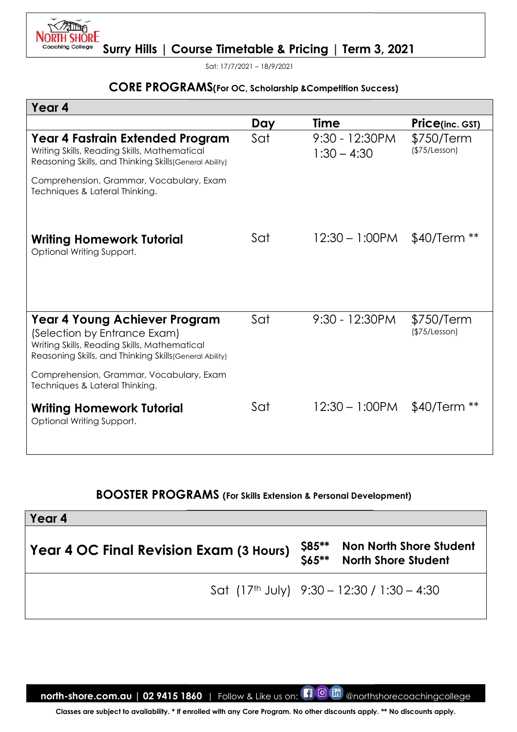# Surry Hills | Course Timetable & Pricing | Term 3, 2021

Sat: 17/7/2021 – 18/9/2021

## CORE PROGRAMS(For OC, Scholarship &Competition Success)

| Year 4 | | | |
|---|---|---|---|
| | **Day** | **Time** | **Price**(inc. GST) |
| **Year 4 Fastrain Extended Program**<br>Writing Skills, Reading Skills, Mathematical Reasoning Skills, and Thinking Skills(General Ability)<br><br>Comprehension, Grammar, Vocabulary, Exam Techniques & Lateral Thinking. | Sat | 9:30 - 12:30PM<br>1:30 – 4:30 | $750/Term<br>($75/Lesson) |
| **Writing Homework Tutorial**<br>Optional Writing Support. | Sat | 12:30 – 1:00PM | $40/Term ** |
| **Year 4 Young Achiever Program**<br>(Selection by Entrance Exam)<br>Writing Skills, Reading Skills, Mathematical Reasoning Skills, and Thinking Skills(General Ability)<br><br>Comprehension, Grammar, Vocabulary, Exam Techniques & Lateral Thinking. | Sat | 9:30 - 12:30PM | $750/Term<br>($75/Lesson) |
| **Writing Homework Tutorial**<br>Optional Writing Support. | Sat | 12:30 – 1:00PM | $40/Term ** |

## BOOSTER PROGRAMS (For Skills Extension & Personal Development)

| Year 4 | | |
|---|---|---|
| **Year 4 OC Final Revision Exam (3 Hours)** | **$85\*\***<br>**$65\*\*** | **Non North Shore Student**<br>**North Shore Student** |
| | Sat (17th July) | 9:30 – 12:30 / 1:30 – 4:30 |

**north-shore.com.au | 02 9415 1860** | Follow & Like us on: @northshorecoachingcollege

**Classes are subject to availability. * If enrolled with any Core Program. No other discounts apply. ** No discounts apply.**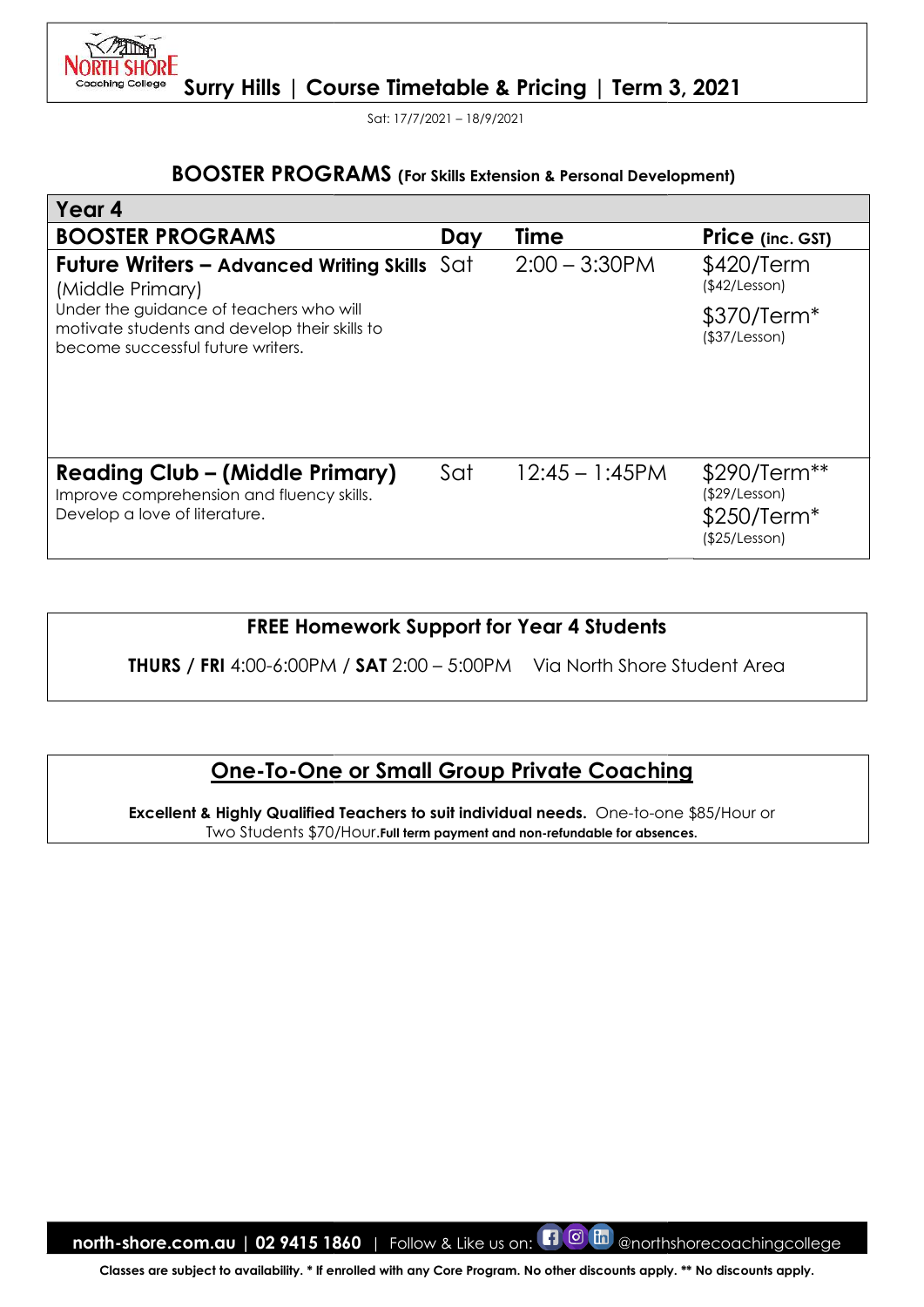# Surry Hills | Course Timetable & Pricing | Term 3, 2021

Sat: 17/7/2021 – 18/9/2021

## BOOSTER PROGRAMS (For Skills Extension & Personal Development)

| Year 4 | | | |
|---|---|---|---|
| **BOOSTER PROGRAMS** | **Day** | **Time** | **Price (inc. GST)** |
| **Future Writers – Advanced Writing Skills** (Middle Primary)<br>Under the guidance of teachers who will motivate students and develop their skills to become successful future writers. | Sat | 2:00 – 3:30PM | $420/Term ($42/Lesson)<br>$370/Term* ($37/Lesson) |
| **Reading Club – (Middle Primary)**<br>Improve comprehension and fluency skills. Develop a love of literature. | Sat | 12:45 – 1:45PM | $290/Term** ($29/Lesson)<br>$250/Term* ($25/Lesson) |

**FREE Homework Support for Year 4 Students**

**THURS / FRI** 4:00-6:00PM / **SAT** 2:00 – 5:00PM Via North Shore Student Area

## One-To-One or Small Group Private Coaching

**Excellent & Highly Qualified Teachers to suit individual needs.** One-to-one $85/Hour or Two Students $70/Hour. **Full term payment and non-refundable for absences.**

**north-shore.com.au | 02 9415 1860** | Follow & Like us on: @northshorecoachingcollege

**Classes are subject to availability. * If enrolled with any Core Program. No other discounts apply. ** No discounts apply.**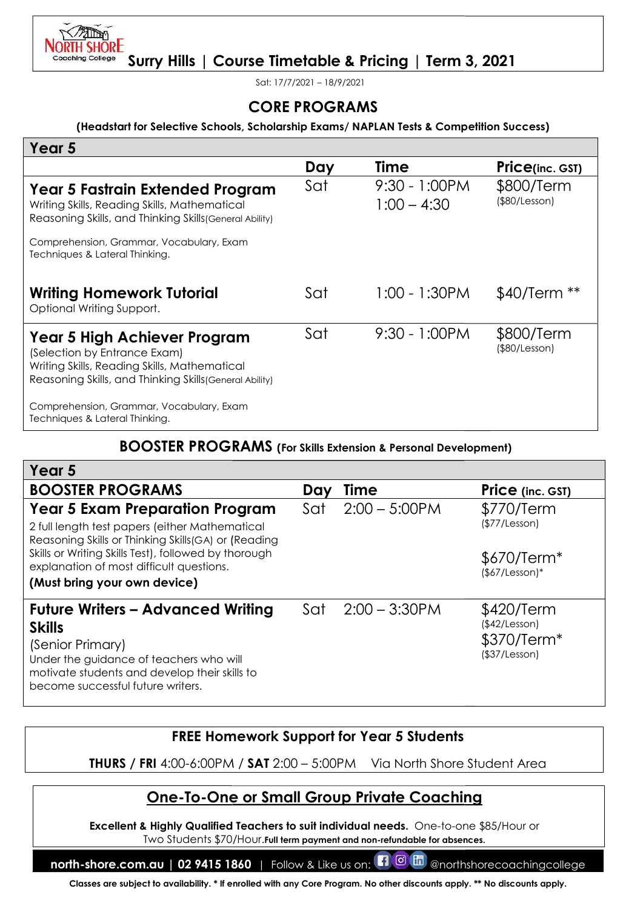North Shore Coaching College

# Surry Hills | Course Timetable & Pricing | Term 3, 2021

Sat: 17/7/2021 – 18/9/2021

## CORE PROGRAMS

**(Headstart for Selective Schools, Scholarship Exams/ NAPLAN Tests & Competition Success)**

| Year 5 | | | |
|---|---|---|---|
| | **Day** | **Time** | **Price(inc. GST)** |
| **Year 5 Fastrain Extended Program**<br>Writing Skills, Reading Skills, Mathematical Reasoning Skills, and Thinking Skills(General Ability)<br><br>Comprehension, Grammar, Vocabulary, Exam Techniques & Lateral Thinking. | Sat | 9:30 - 1:00PM<br>1:00 – 4:30 | $800/Term<br>($80/Lesson) |
| **Writing Homework Tutorial**<br>Optional Writing Support. | Sat | 1:00 - 1:30PM | $40/Term ** |
| **Year 5 High Achiever Program**<br>(Selection by Entrance Exam)<br>Writing Skills, Reading Skills, Mathematical Reasoning Skills, and Thinking Skills(General Ability)<br><br>Comprehension, Grammar, Vocabulary, Exam Techniques & Lateral Thinking. | Sat | 9:30 - 1:00PM | $800/Term<br>($80/Lesson) |

## BOOSTER PROGRAMS (For Skills Extension & Personal Development)

| Year 5 | | | |
|---|---|---|---|
| **BOOSTER PROGRAMS** | **Day** | **Time** | **Price (inc. GST)** |
| **Year 5 Exam Preparation Program**<br>2 full length test papers (either Mathematical Reasoning Skills or Thinking Skills(GA) or (Reading Skills or Writing Skills Test), followed by thorough explanation of most difficult questions.<br>**(Must bring your own device)** | Sat | 2:00 – 5:00PM | $770/Term<br>($77/Lesson)<br><br>$670/Term*<br>($67/Lesson)* |
| **Future Writers – Advanced Writing Skills**<br>(Senior Primary)<br>Under the guidance of teachers who will motivate students and develop their skills to become successful future writers. | Sat | 2:00 – 3:30PM | $420/Term<br>($42/Lesson)<br>$370/Term*<br>($37/Lesson) |

### FREE Homework Support for Year 5 Students

**THURS / FRI** 4:00-6:00PM / **SAT** 2:00 – 5:00PM Via North Shore Student Area

### One-To-One or Small Group Private Coaching

**Excellent & Highly Qualified Teachers to suit individual needs.** One-to-one $85/Hour or Two Students $70/Hour.**Full term payment and non-refundable for absences.**

**north-shore.com.au | 02 9415 1860** | Follow & Like us on: @northshorecoachingcollege

**Classes are subject to availability. * If enrolled with any Core Program. No other discounts apply. ** No discounts apply.**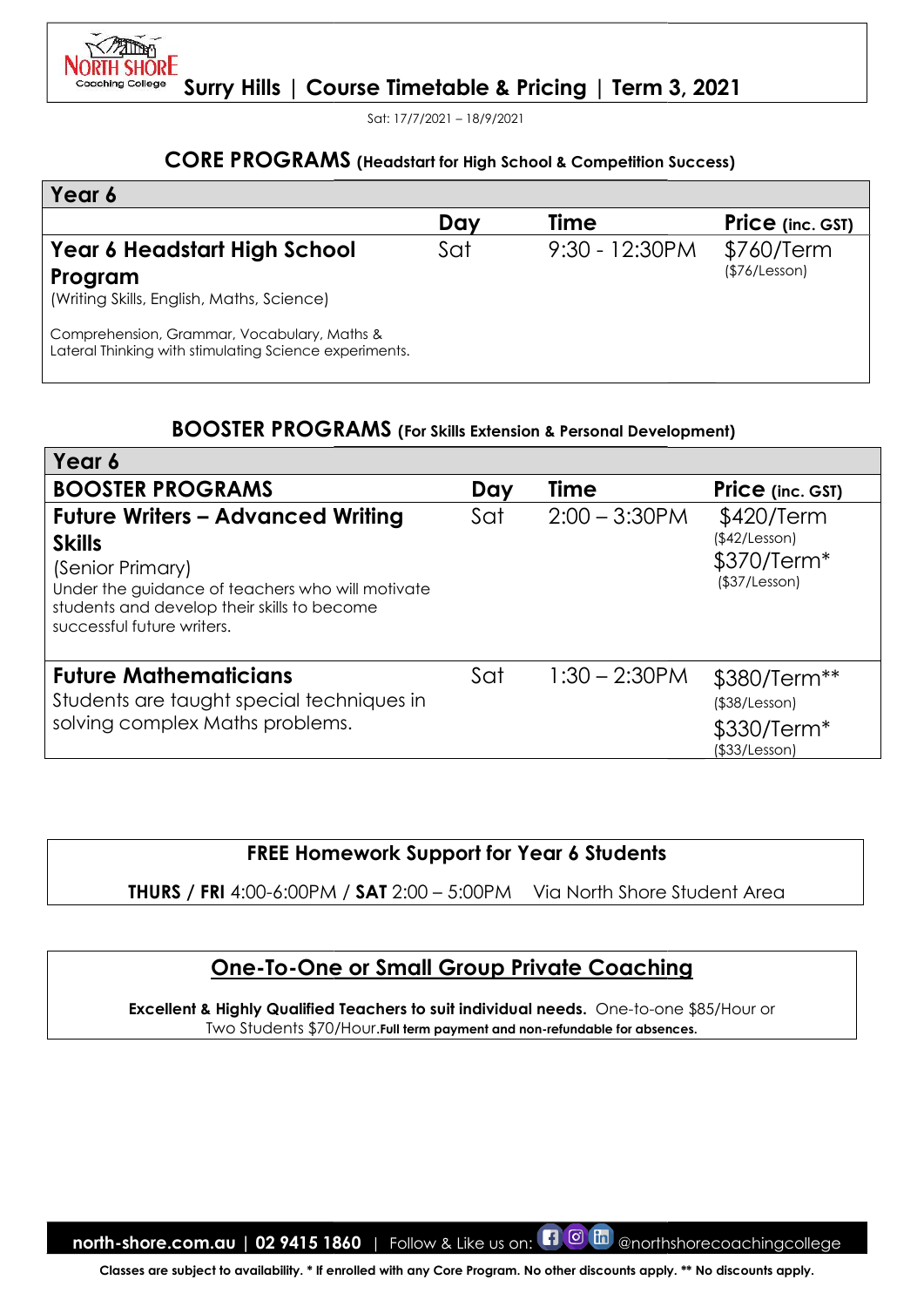# Surry Hills | Course Timetable & Pricing | Term 3, 2021

Sat: 17/7/2021 – 18/9/2021

## CORE PROGRAMS (Headstart for High School & Competition Success)

| Year 6 | | | |
|---|---|---|---|
| | **Day** | **Time** | **Price** (inc. GST) |
| **Year 6 Headstart High School Program**<br>(Writing Skills, English, Maths, Science)<br>Comprehension, Grammar, Vocabulary, Maths & Lateral Thinking with stimulating Science experiments. | Sat | 9:30 - 12:30PM | $760/Term<br>($76/Lesson) |

## BOOSTER PROGRAMS (For Skills Extension & Personal Development)

| Year 6 | | | |
|---|---|---|---|
| **BOOSTER PROGRAMS** | **Day** | **Time** | **Price** (inc. GST) |
| **Future Writers – Advanced Writing Skills**<br>(Senior Primary)<br>Under the guidance of teachers who will motivate students and develop their skills to become successful future writers. | Sat | 2:00 – 3:30PM | $420/Term<br>($42/Lesson)<br>$370/Term*<br>($37/Lesson) |
| **Future Mathematicians**<br>Students are taught special techniques in solving complex Maths problems. | Sat | 1:30 – 2:30PM | $380/Term**<br>($38/Lesson)<br>$330/Term*<br>($33/Lesson) |

### FREE Homework Support for Year 6 Students

**THURS / FRI** 4:00-6:00PM / **SAT** 2:00 – 5:00PM Via North Shore Student Area

### One-To-One or Small Group Private Coaching

**Excellent & Highly Qualified Teachers to suit individual needs.** One-to-one $85/Hour or Two Students $70/Hour.**Full term payment and non-refundable for absences.**

north-shore.com.au | 02 9415 1860 | Follow & Like us on: @northshorecoachingcollege

**Classes are subject to availability. * If enrolled with any Core Program. No other discounts apply. ** No discounts apply.**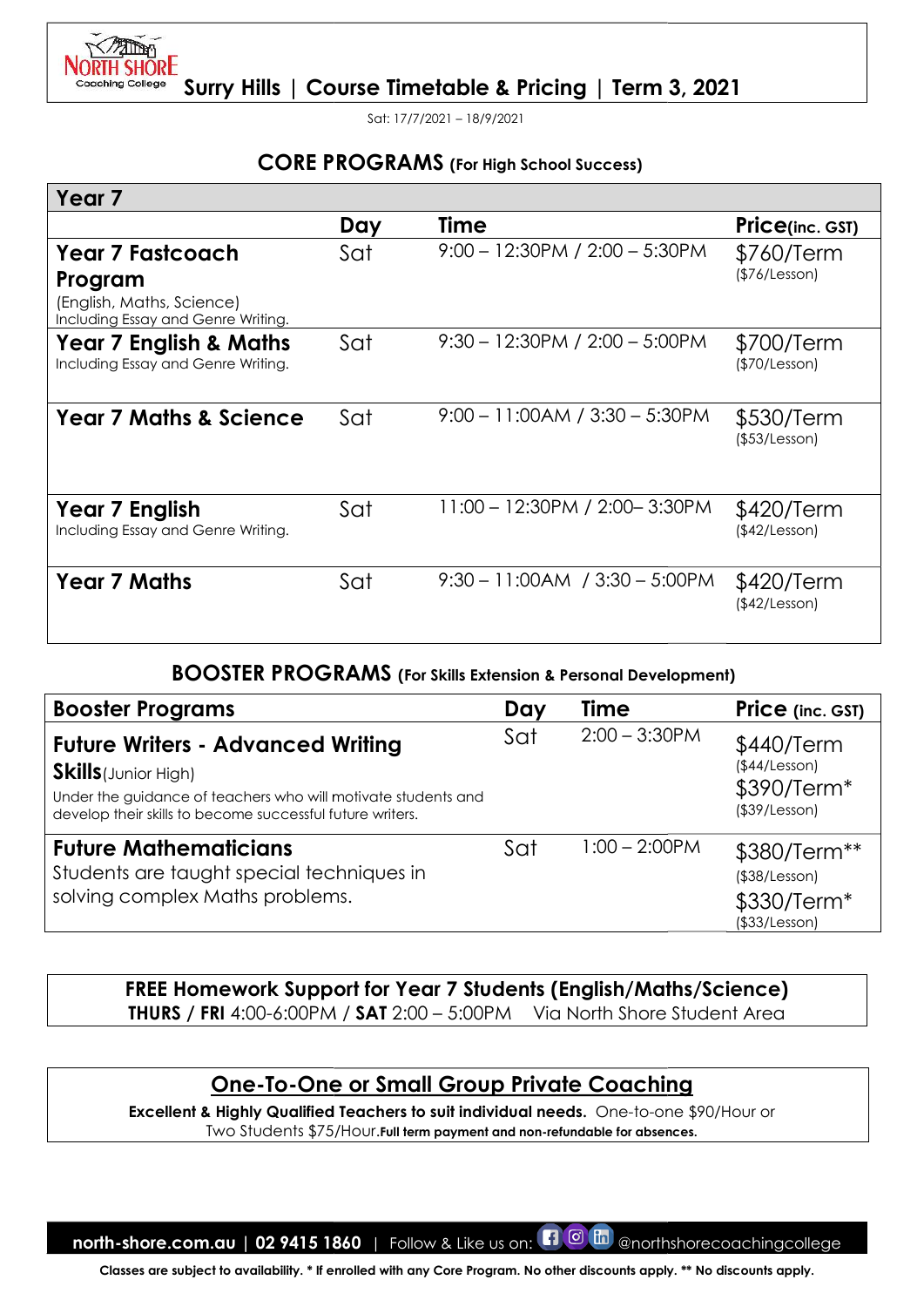# Surry Hills | Course Timetable & Pricing | Term 3, 2021

Sat: 17/7/2021 – 18/9/2021

## CORE PROGRAMS (For High School Success)

| Year 7 | Day | Time | Price(inc. GST) |
|---|---|---|---|
| **Year 7 Fastcoach Program**<br>(English, Maths, Science)<br>Including Essay and Genre Writing. | Sat | 9:00 – 12:30PM / 2:00 – 5:30PM | $760/Term<br>($76/Lesson) |
| **Year 7 English & Maths**<br>Including Essay and Genre Writing. | Sat | 9:30 – 12:30PM / 2:00 – 5:00PM | $700/Term<br>($70/Lesson) |
| **Year 7 Maths & Science** | Sat | 9:00 – 11:00AM / 3:30 – 5:30PM | $530/Term<br>($53/Lesson) |
| **Year 7 English**<br>Including Essay and Genre Writing. | Sat | 11:00 – 12:30PM / 2:00– 3:30PM | $420/Term<br>($42/Lesson) |
| **Year 7 Maths** | Sat | 9:30 – 11:00AM / 3:30 – 5:00PM | $420/Term<br>($42/Lesson) |

## BOOSTER PROGRAMS (For Skills Extension & Personal Development)

| Booster Programs | Day | Time | Price (inc. GST) |
|---|---|---|---|
| **Future Writers - Advanced Writing Skills** (Junior High)<br>Under the guidance of teachers who will motivate students and develop their skills to become successful future writers. | Sat | 2:00 – 3:30PM | $440/Term<br>($44/Lesson)<br>$390/Term*<br>($39/Lesson) |
| **Future Mathematicians**<br>Students are taught special techniques in solving complex Maths problems. | Sat | 1:00 – 2:00PM | $380/Term**<br>($38/Lesson)<br>$330/Term*<br>($33/Lesson) |

**FREE Homework Support for Year 7 Students (English/Maths/Science)**
**THURS / FRI** 4:00-6:00PM / **SAT** 2:00 – 5:00PM Via North Shore Student Area

## One-To-One or Small Group Private Coaching

**Excellent & Highly Qualified Teachers to suit individual needs.** One-to-one $90/Hour or Two Students $75/Hour. **Full term payment and non-refundable for absences.**

**north-shore.com.au | 02 9415 1860** | Follow & Like us on: @northshorecoachingcollege

**Classes are subject to availability. * If enrolled with any Core Program. No other discounts apply. ** No discounts apply.**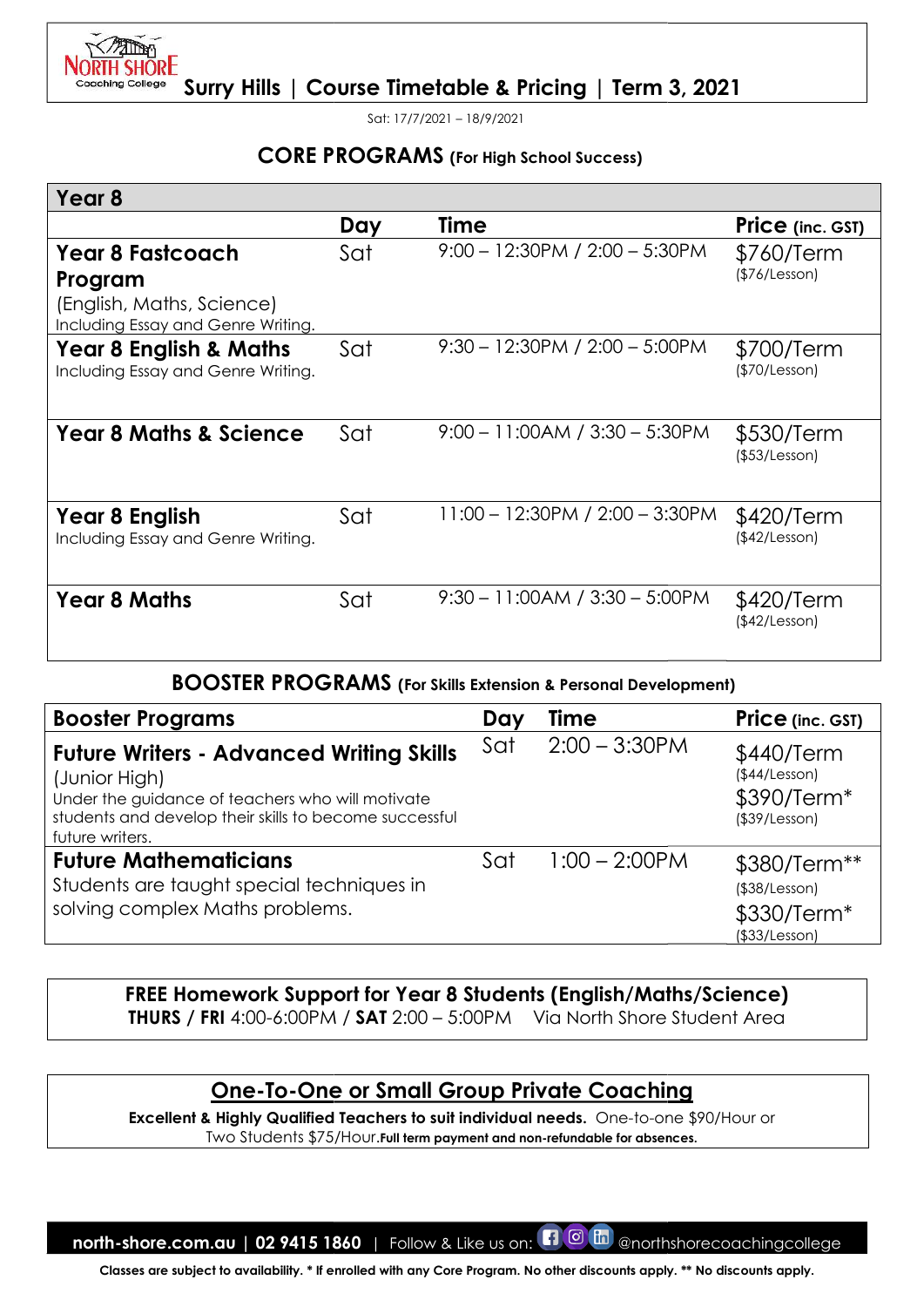# North Shore Coaching College

## Surry Hills | Course Timetable & Pricing | Term 3, 2021

Sat: 17/7/2021 – 18/9/2021

## CORE PROGRAMS (For High School Success)

| Year 8 | Day | Time | Price (inc. GST) |
|---|---|---|---|
| **Year 8 Fastcoach Program** (English, Maths, Science) Including Essay and Genre Writing. | Sat | 9:00 – 12:30PM / 2:00 – 5:30PM | $760/Term ($76/Lesson) |
| **Year 8 English & Maths** Including Essay and Genre Writing. | Sat | 9:30 – 12:30PM / 2:00 – 5:00PM | $700/Term ($70/Lesson) |
| **Year 8 Maths & Science** | Sat | 9:00 – 11:00AM / 3:30 – 5:30PM | $530/Term ($53/Lesson) |
| **Year 8 English** Including Essay and Genre Writing. | Sat | 11:00 – 12:30PM / 2:00 – 3:30PM | $420/Term ($42/Lesson) |
| **Year 8 Maths** | Sat | 9:30 – 11:00AM / 3:30 – 5:00PM | $420/Term ($42/Lesson) |

## BOOSTER PROGRAMS (For Skills Extension & Personal Development)

| Booster Programs | Day | Time | Price (inc. GST) |
|---|---|---|---|
| **Future Writers - Advanced Writing Skills** (Junior High) Under the guidance of teachers who will motivate students and develop their skills to become successful future writers. | Sat | 2:00 – 3:30PM | $440/Term ($44/Lesson) $390/Term* ($39/Lesson) |
| **Future Mathematicians** Students are taught special techniques in solving complex Maths problems. | Sat | 1:00 – 2:00PM | $380/Term** ($38/Lesson) $330/Term* ($33/Lesson) |

**FREE Homework Support for Year 8 Students (English/Maths/Science)**
**THURS / FRI** 4:00-6:00PM / **SAT** 2:00 – 5:00PM Via North Shore Student Area

## One-To-One or Small Group Private Coaching

**Excellent & Highly Qualified Teachers to suit individual needs.** One-to-one $90/Hour or Two Students $75/Hour. **Full term payment and non-refundable for absences.**

**north-shore.com.au | 02 9415 1860** | Follow & Like us on: @northshorecoachingcollege

**Classes are subject to availability. * If enrolled with any Core Program. No other discounts apply. ** No discounts apply.**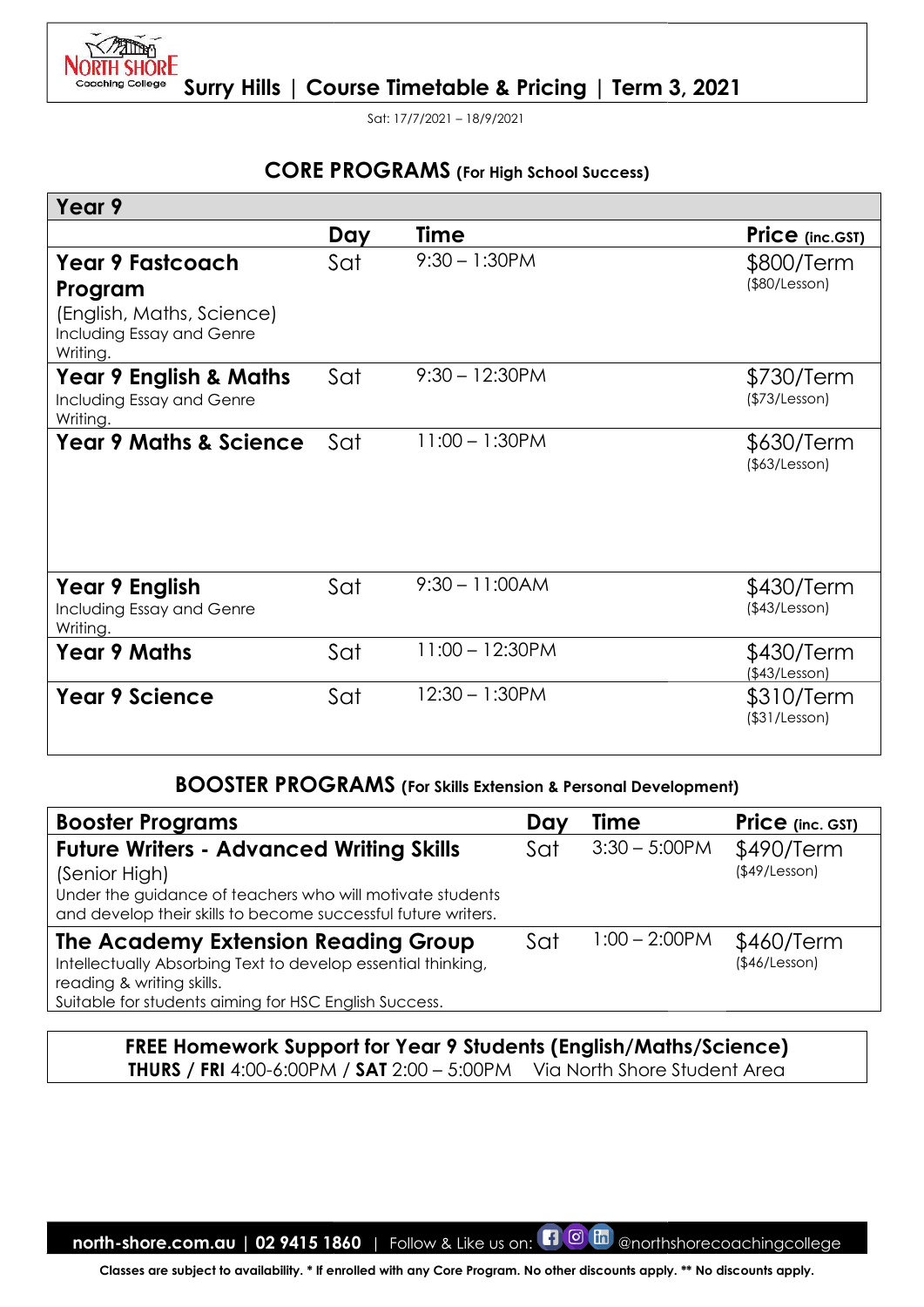# Surry Hills | Course Timetable & Pricing | Term 3, 2021

Sat: 17/7/2021 – 18/9/2021

## CORE PROGRAMS (For High School Success)

| Year 9 | | | |
|---|---|---|---|
| | **Day** | **Time** | **Price** (inc.GST) |
| **Year 9 Fastcoach Program** (English, Maths, Science) Including Essay and Genre Writing. | Sat | 9:30 – 1:30PM | $800/Term ($80/Lesson) |
| **Year 9 English & Maths** Including Essay and Genre Writing. | Sat | 9:30 – 12:30PM | $730/Term ($73/Lesson) |
| **Year 9 Maths & Science** | Sat | 11:00 – 1:30PM | $630/Term ($63/Lesson) |
| **Year 9 English** Including Essay and Genre Writing. | Sat | 9:30 – 11:00AM | $430/Term ($43/Lesson) |
| **Year 9 Maths** | Sat | 11:00 – 12:30PM | $430/Term ($43/Lesson) |
| **Year 9 Science** | Sat | 12:30 – 1:30PM | $310/Term ($31/Lesson) |

## BOOSTER PROGRAMS (For Skills Extension & Personal Development)

| **Booster Programs** | **Day** | **Time** | **Price** (inc. GST) |
|---|---|---|---|
| **Future Writers - Advanced Writing Skills** (Senior High) Under the guidance of teachers who will motivate students and develop their skills to become successful future writers. | Sat | 3:30 – 5:00PM | $490/Term ($49/Lesson) |
| **The Academy Extension Reading Group** Intellectually Absorbing Text to develop essential thinking, reading & writing skills. Suitable for students aiming for HSC English Success. | Sat | 1:00 – 2:00PM | $460/Term ($46/Lesson) |

**FREE Homework Support for Year 9 Students (English/Maths/Science)**
**THURS / FRI** 4:00-6:00PM / **SAT** 2:00 – 5:00PM Via North Shore Student Area

**north-shore.com.au | 02 9415 1860** | Follow & Like us on: @northshorecoachingcollege

**Classes are subject to availability. * If enrolled with any Core Program. No other discounts apply. ** No discounts apply.**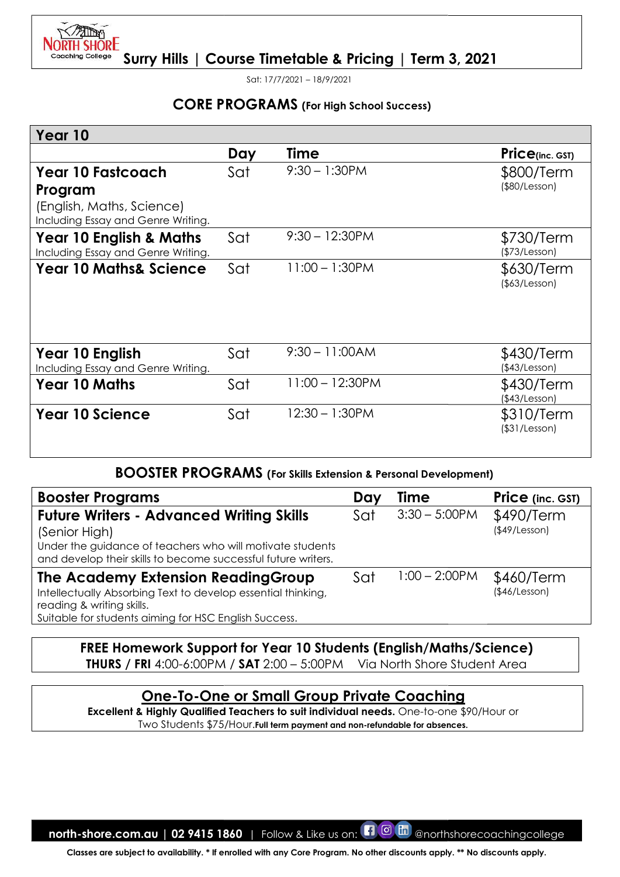North Shore Coaching College

# Surry Hills | Course Timetable & Pricing | Term 3, 2021

Sat: 17/7/2021 – 18/9/2021

## CORE PROGRAMS (For High School Success)

| Year 10 | Day | Time | Price (inc. GST) |
|---|---|---|---|
| **Year 10 Fastcoach Program** (English, Maths, Science) Including Essay and Genre Writing. | Sat | 9:30 – 1:30PM | $800/Term ($80/Lesson) |
| **Year 10 English & Maths** Including Essay and Genre Writing. | Sat | 9:30 – 12:30PM | $730/Term ($73/Lesson) |
| **Year 10 Maths& Science** | Sat | 11:00 – 1:30PM | $630/Term ($63/Lesson) |
| **Year 10 English** Including Essay and Genre Writing. | Sat | 9:30 – 11:00AM | $430/Term ($43/Lesson) |
| **Year 10 Maths** | Sat | 11:00 – 12:30PM | $430/Term ($43/Lesson) |
| **Year 10 Science** | Sat | 12:30 – 1:30PM | $310/Term ($31/Lesson) |

## BOOSTER PROGRAMS (For Skills Extension & Personal Development)

| Booster Programs | Day | Time | Price (inc. GST) |
|---|---|---|---|
| **Future Writers - Advanced Writing Skills** (Senior High) Under the guidance of teachers who will motivate students and develop their skills to become successful future writers. | Sat | 3:30 – 5:00PM | $490/Term ($49/Lesson) |
| **The Academy Extension ReadingGroup** Intellectually Absorbing Text to develop essential thinking, reading & writing skills. Suitable for students aiming for HSC English Success. | Sat | 1:00 – 2:00PM | $460/Term ($46/Lesson) |

**FREE Homework Support for Year 10 Students (English/Maths/Science)**
**THURS / FRI** 4:00-6:00PM / **SAT** 2:00 – 5:00PM Via North Shore Student Area

**One-To-One or Small Group Private Coaching**
**Excellent & Highly Qualified Teachers to suit individual needs.** One-to-one $90/Hour or Two Students $75/Hour. **Full term payment and non-refundable for absences.**

**north-shore.com.au | 02 9415 1860** | Follow & Like us on: @northshorecoachingcollege

**Classes are subject to availability. * If enrolled with any Core Program. No other discounts apply. ** No discounts apply.**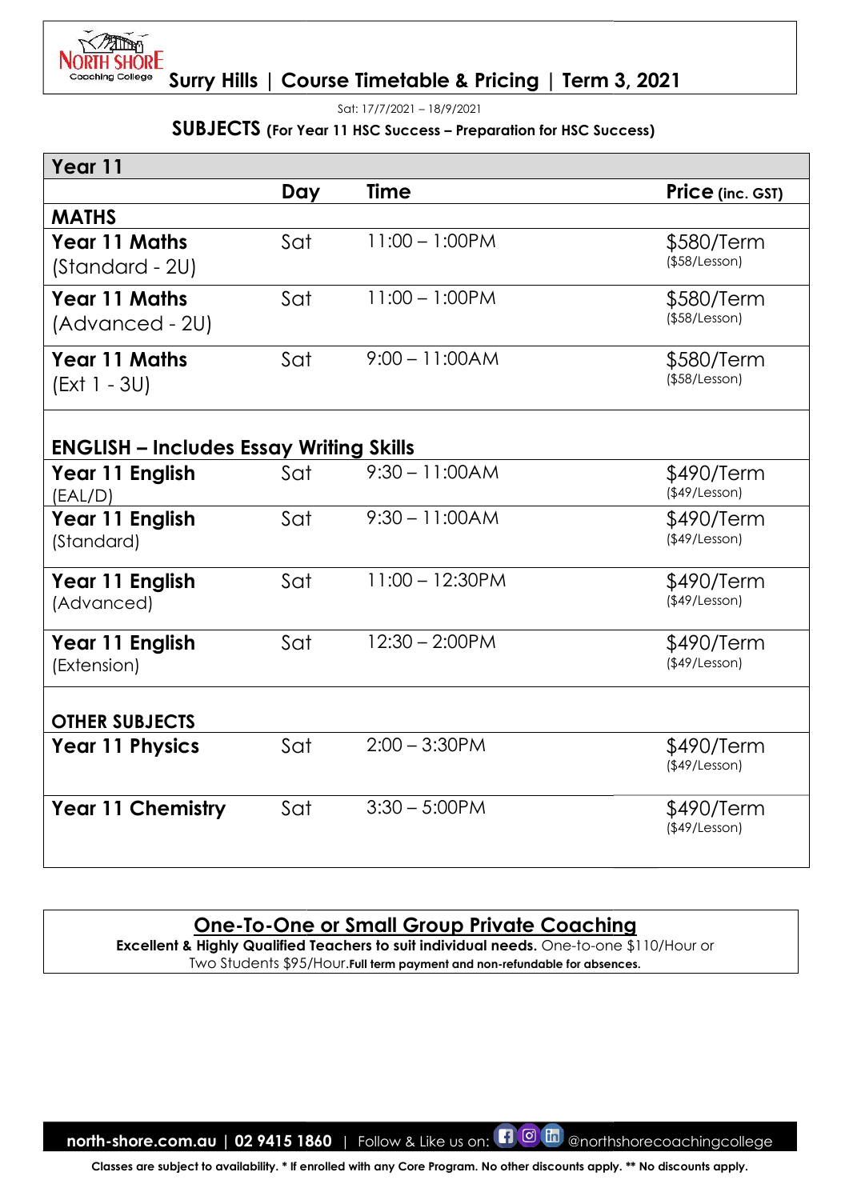# Surry Hills | Course Timetable & Pricing | Term 3, 2021

Sat: 17/7/2021 – 18/9/2021

**SUBJECTS (For Year 11 HSC Success – Preparation for HSC Success)**

| Year 11 | | | |
|---|---|---|---|
| | **Day** | **Time** | **Price (inc. GST)** |
| **MATHS** | | | |
| **Year 11 Maths** (Standard - 2U) | Sat | 11:00 – 1:00PM | $580/Term ($58/Lesson) |
| **Year 11 Maths** (Advanced - 2U) | Sat | 11:00 – 1:00PM | $580/Term ($58/Lesson) |
| **Year 11 Maths** (Ext 1 - 3U) | Sat | 9:00 – 11:00AM | $580/Term ($58/Lesson) |
| **ENGLISH – Includes Essay Writing Skills** | | | |
| **Year 11 English** (EAL/D) | Sat | 9:30 – 11:00AM | $490/Term ($49/Lesson) |
| **Year 11 English** (Standard) | Sat | 9:30 – 11:00AM | $490/Term ($49/Lesson) |
| **Year 11 English** (Advanced) | Sat | 11:00 – 12:30PM | $490/Term ($49/Lesson) |
| **Year 11 English** (Extension) | Sat | 12:30 – 2:00PM | $490/Term ($49/Lesson) |
| **OTHER SUBJECTS** | | | |
| **Year 11 Physics** | Sat | 2:00 – 3:30PM | $490/Term ($49/Lesson) |
| **Year 11 Chemistry** | Sat | 3:30 – 5:00PM | $490/Term ($49/Lesson) |

## One-To-One or Small Group Private Coaching

**Excellent & Highly Qualified Teachers to suit individual needs.** One-to-one $110/Hour or Two Students $95/Hour. **Full term payment and non-refundable for absences.**

**north-shore.com.au | 02 9415 1860** | Follow & Like us on: @northshorecoachingcollege

**Classes are subject to availability. * If enrolled with any Core Program. No other discounts apply. ** No discounts apply.**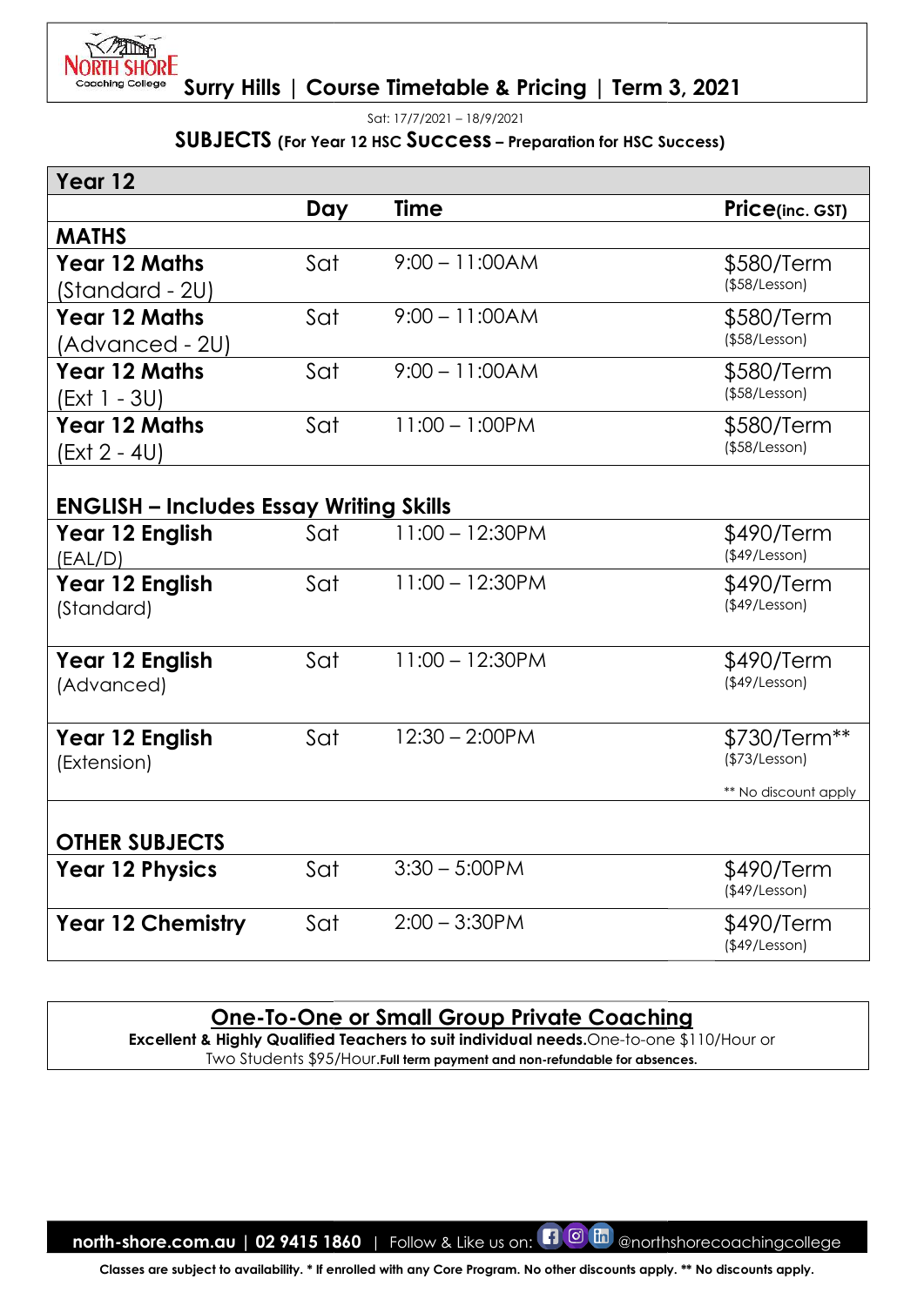# Surry Hills | Course Timetable & Pricing | Term 3, 2021

Sat: 17/7/2021 – 18/9/2021

## SUBJECTS (For Year 12 HSC Success – Preparation for HSC Success)

| Year 12 | | | |
|---|---|---|---|
| | **Day** | **Time** | **Price(inc. GST)** |
| **MATHS** | | | |
| **Year 12 Maths** (Standard - 2U) | Sat | 9:00 – 11:00AM | $580/Term ($58/Lesson) |
| **Year 12 Maths** (Advanced - 2U) | Sat | 9:00 – 11:00AM | $580/Term ($58/Lesson) |
| **Year 12 Maths** (Ext 1 - 3U) | Sat | 9:00 – 11:00AM | $580/Term ($58/Lesson) |
| **Year 12 Maths** (Ext 2 - 4U) | Sat | 11:00 – 1:00PM | $580/Term ($58/Lesson) |
| **ENGLISH – Includes Essay Writing Skills** | | | |
| **Year 12 English** (EAL/D) | Sat | 11:00 – 12:30PM | $490/Term ($49/Lesson) |
| **Year 12 English** (Standard) | Sat | 11:00 – 12:30PM | $490/Term ($49/Lesson) |
| **Year 12 English** (Advanced) | Sat | 11:00 – 12:30PM | $490/Term ($49/Lesson) |
| **Year 12 English** (Extension) | Sat | 12:30 – 2:00PM | $730/Term** ($73/Lesson) ** No discount apply |
| **OTHER SUBJECTS** | | | |
| **Year 12 Physics** | Sat | 3:30 – 5:00PM | $490/Term ($49/Lesson) |
| **Year 12 Chemistry** | Sat | 2:00 – 3:30PM | $490/Term ($49/Lesson) |

## One-To-One or Small Group Private Coaching

**Excellent & Highly Qualified Teachers to suit individual needs.** One-to-one $110/Hour or Two Students $95/Hour. **Full term payment and non-refundable for absences.**

**north-shore.com.au | 02 9415 1860** | Follow & Like us on: @northshorecoachingcollege

**Classes are subject to availability. * If enrolled with any Core Program. No other discounts apply. ** No discounts apply.**